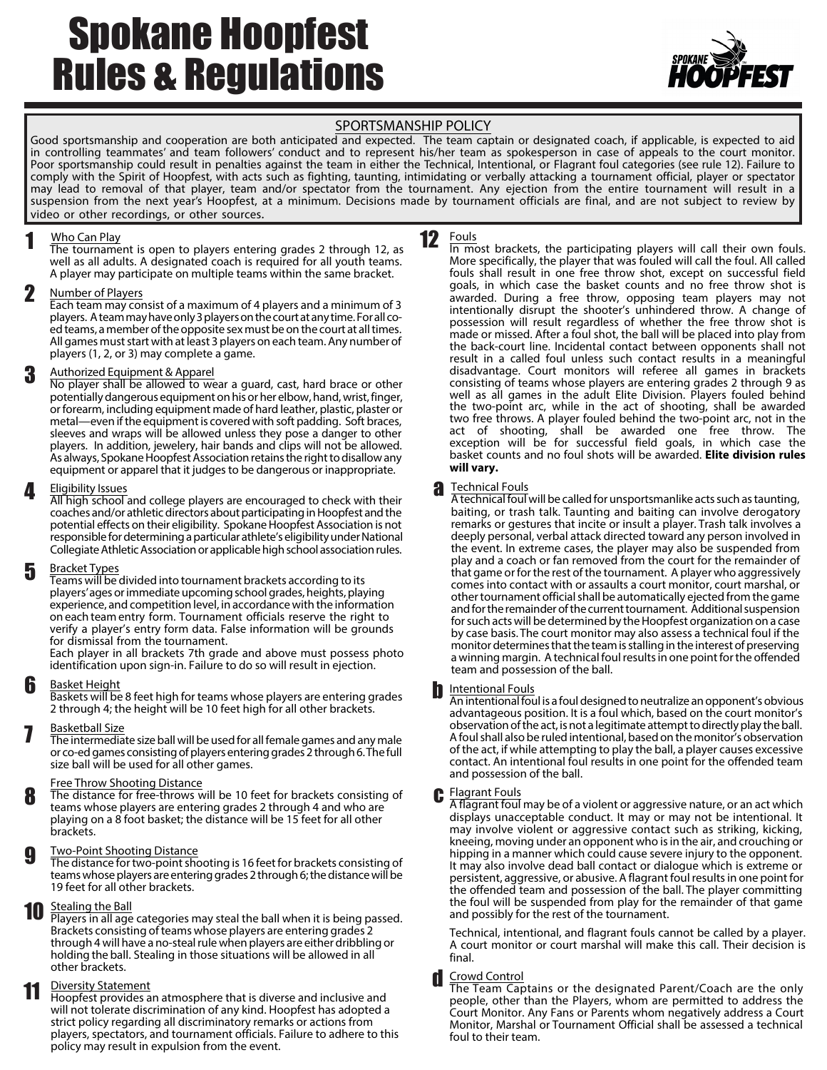# Spokane Hoopfest Rules & Regulations

## SPORTSMANSHIP POLICY

Good sportsmanship and cooperation are both anticipated and expected. The team captain or designated coach, if applicable, is expected to aid in controlling teammates' and team followers' conduct and to represent his/her team as spokesperson in case of appeals to the court monitor. Poor sportsmanship could result in penalties against the team in either the Technical, Intentional, or Flagrant foul categories (see rule 12). Failure to comply with the Spirit of Hoopfest, with acts such as fighting, taunting, intimidating or verbally attacking a tournament official, player or spectator may lead to removal of that player, team and/or spectator from the tournament. Any ejection from the entire tournament will result in a suspension from the next year's Hoopfest, at a minimum. Decisions made by tournament officials are final, and are not subject to review by video or other recordings, or other sources.

### 1 Who Can Play

The tournament is open to players entering grades 2 through 12, as well as all adults. A designated coach is required for all youth teams. A player may participate on multiple teams within the same bracket.

### 2 Number of Players

Each team may consist of a maximum of 4 players and a minimum of 3 players. A team may have only 3 players on the court at any time. For all co-ed teams, a member of the opposite sex must be on the court at all times. All games must start with at least 3 players on each team. Any number of players (1, 2, or 3) may complete a game.

### 3 Authorized Equipment & Apparel

No player shall be allowed to wear a guard, cast, hard brace or other potentially dangerous equipment on his or her elbow, hand, wrist, finger, or forearm, including equipment made of hard leather, plastic, plaster or metal—even if the equipment is covered with soft padding. Soft braces, sleeves and wraps will be allowed unless they pose a danger to other players. In addition, jewelery, hair bands and clips will not be allowed. As always, Spokane Hoopfest Association retains the right to disallow any equipment or apparel that it judges to be dangerous or inappropriate.

### 4 Eligibility Issues

All high school and college players are encouraged to check with their coaches and/or athletic directors about participating in Hoopfest and the potential effects on their eligibility. Spokane Hoopfest Association is not responsible for determining a particular athlete's eligibility under National Collegiate Athletic Association or applicable high school association rules.

### 5 Bracket Types

Teams will be divided into tournament brackets according to its players' ages or immediate upcoming school grades, heights, playing experience, and competition level, in accordance with the information on each team entry form. Tournament officials reserve the right to verify a player's entry form data. False information will be grounds for dismissal from the tournament.

Each player in all brackets 7th grade and above must possess photo identification upon sign-in. Failure to do so will result in ejection.

### 6 Basket Height

Baskets will be 8 feet high for teams whose players are entering grades 2 through 4; the height will be 10 feet high for all other brackets.

### 7 Basketball Size

The intermediate size ball will be used for all female games and any male or co-ed games consisting of players entering grades 2 through 6. The full size ball will be used for all other games.

### 8 Free Throw Shooting Distance

The distance for free-throws will be 10 feet for brackets consisting of teams whose players are entering grades 2 through 4 and who are playing on a 8 foot basket; the distance will be 15 feet for all other brackets.

### 9 Two-Point Shooting Distance

The distance for two-point shooting is 16 feet for brackets consisting of teams whose players are entering grades 2 through 6; the distance will be 19 feet for all other brackets.

### 10 Stealing the Ball

Players in all age categories may steal the ball when it is being passed. Brackets consisting of teams whose players are entering grades 2 through 4 will have a no-steal rule when players are either dribbling or holding the ball. Stealing in those situations will be allowed in all other brackets.

### 11 Diversity Statement

Hoopfest provides an atmosphere that is diverse and inclusive and will not tolerate discrimination of any kind. Hoopfest has adopted a strict policy regarding all discriminatory remarks or actions from players, spectators, and tournament officials. Failure to adhere to this policy may result in expulsion from the event.

### 12 Fouls

In most brackets, the participating players will call their own fouls. More specifically, the player that was fouled will call the foul. All called fouls shall result in one free throw shot, except on successful field goals, in which case the basket counts and no free throw shot is awarded. During a free throw, opposing team players may not intentionally disrupt the shooter's unhindered throw. A change of possession will result regardless of whether the free throw shot is made or missed. After a foul shot, the ball will be placed into play from the back-court line. Incidental contact between opponents shall not result in a called foul unless such contact results in a meaningful disadvantage. Court monitors will referee all games in brackets consisting of teams whose players are entering grades 2 through 9 as well as all games in the adult Elite Division. Players fouled behind the two-point arc, while in the act of shooting, shall be awarded two free throws. A player fouled behind the two-point arc, not in the act of shooting, shall be awarded one free throw. The exception will be for successful field goals, in which case the basket counts and no foul shots will be awarded. **Elite division rules will vary.**

#### a Technical Fouls

A technical foul will be called for unsportsmanlike acts such as taunting, baiting, or trash talk. Taunting and baiting can involve derogatory remarks or gestures that incite or insult a player. Trash talk involves a deeply personal, verbal attack directed toward any person involved in the event. In extreme cases, the player may also be suspended from play and a coach or fan removed from the court for the remainder of that game or for the rest of the tournament. A player who aggressively comes into contact with or assaults a court monitor, court marshal, or other tournament official shall be automatically ejected from the game and for the remainder of the current tournament. Additional suspension for such acts will be determined by the Hoopfest organization on a case by case basis. The court monitor may also assess a technical foul if the monitor determines that the team is stalling in the interest of preserving a winning margin. A technical foul results in one point for the offended team and possession of the ball.

#### b Intentional Fouls

An intentional foul is a foul designed to neutralize an opponent's obvious advantageous position. It is a foul which, based on the court monitor's observation of the act, is not a legitimate attempt to directly play the ball. A foul shall also be ruled intentional, based on the monitor's observation of the act, if while attempting to play the ball, a player causes excessive contact. An intentional foul results in one point for the offended team and possession of the ball.

#### c Flagrant Fouls

A flagrant foul may be of a violent or aggressive nature, or an act which displays unacceptable conduct. It may or may not be intentional. It may involve violent or aggressive contact such as striking, kicking, kneeing, moving under an opponent who is in the air, and crouching or hipping in a manner which could cause severe injury to the opponent. It may also involve dead ball contact or dialogue which is extreme or persistent, aggressive, or abusive. A flagrant foul results in one point for the offended team and possession of the ball. The player committing the foul will be suspended from play for the remainder of that game and possibly for the rest of the tournament.

Technical, intentional, and flagrant fouls cannot be called by a player. A court monitor or court marshal will make this call. Their decision is final.

#### d Crowd Control

The Team Captains or the designated Parent/Coach are the only people, other than the Players, whom are permitted to address the Court Monitor. Any Fans or Parents whom negatively address a Court Monitor, Marshal or Tournament Official shall be assessed a technical foul to their team.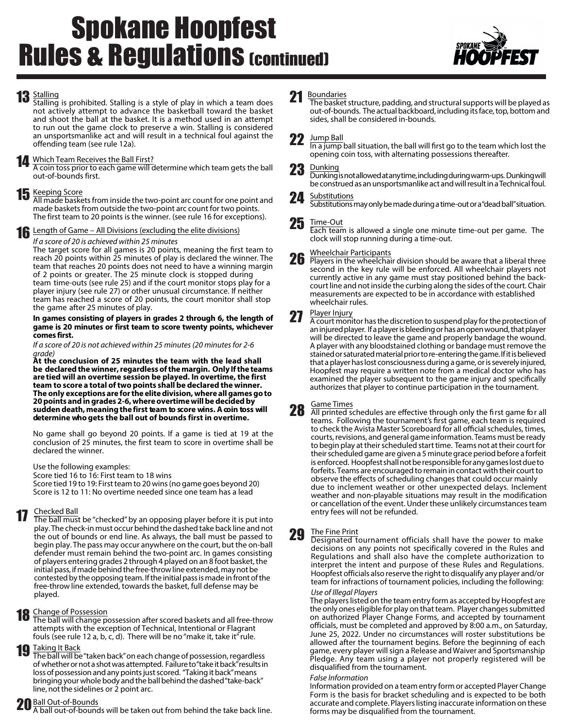# Spokane Hoopfest Rules & Regulations (continued)

**13** Stalling
Stalling is prohibited. Stalling is a style of play in which a team does not actively attempt to advance the basketball toward the basket and shoot the ball at the basket. It is a method used in an attempt to run out the game clock to preserve a win. Stalling is considered an unsportsmanlike act and will result in a technical foul against the offending team (see rule 12a).

**14** Which Team Receives the Ball First?
A coin toss prior to each game will determine which team gets the ball out-of-bounds first.

**15** Keeping Score
All made baskets from inside the two-point arc count for one point and made baskets from outside the two-point arc count for two points. The first team to 20 points is the winner. (see rule 16 for exceptions).

**16** Length of Game – All Divisions (excluding the elite divisions)

*If a score of 20 is achieved within 25 minutes*

The target score for all games is 20 points, meaning the first team to reach 20 points within 25 minutes of play is declared the winner. The team that reaches 20 points does not need to have a winning margin of 2 points or greater. The 25 minute clock is stopped during team time-outs (see rule 25) and if the court monitor stops play for a player injury (see rule 27) or other unusual circumstance. If neither team has reached a score of 20 points, the court monitor shall stop the game after 25 minutes of play.

**In games consisting of players in grades 2 through 6, the length of game is 20 minutes or first team to score twenty points, whichever comes first.**

*If a score of 20 is not achieved within 25 minutes (20 minutes for 2-6 grade)*

**At the conclusion of 25 minutes the team with the lead shall be declared the winner, regardless of the margin. Only If the teams are tied will an overtime session be played. In overtime, the first team to score a total of two points shall be declared the winner. The only exceptions are for the elite division, where all games go to 20 points and in grades 2-6, where overtime will be decided by sudden death, meaning the first team to score wins. A coin toss will determine who gets the ball out of bounds first in overtime.**

No game shall go beyond 20 points. If a game is tied at 19 at the conclusion of 25 minutes, the first team to score in overtime shall be declared the winner.

Use the following examples:
Score tied 16 to 16: First team to 18 wins
Score tied 19 to 19: First team to 20 wins (no game goes beyond 20)
Score is 12 to 11: No overtime needed since one team has a lead

**17** Checked Ball
The ball must be "checked" by an opposing player before it is put into play. The check-in must occur behind the dashed take back line and not the out of bounds or end line. As always, the ball must be passed to begin play. The pass may occur anywhere on the court, but the on-ball defender must remain behind the two-point arc. In games consisting of players entering grades 2 through 4 played on an 8 foot basket, the initial pass, if made behind the free-throw line extended, may not be contested by the opposing team. If the initial pass is made in front of the free-throw line extended, towards the basket, full defense may be played.

**18** Change of Possession
The ball will change possession after scored baskets and all free-throw attempts with the exception of Technical, Intentional or Flagrant fouls (see rule 12 a, b, c, d). There will be no "make it, take it" rule.

**19** Taking It Back
The ball will be "taken back" on each change of possession, regardless of whether or not a shot was attempted. Failure to "take it back" results in loss of possession and any points just scored. "Taking it back" means bringing your whole body and the ball behind the dashed "take-back" line, not the sidelines or 2 point arc.

**20** Ball Out-of-Bounds
A ball out-of-bounds will be taken out from behind the take back line.

**21** Boundaries
The basket structure, padding, and structural supports will be played as out-of-bounds. The actual backboard, including its face, top, bottom and sides, shall be considered in-bounds.

**22** Jump Ball
In a jump ball situation, the ball will first go to the team which lost the opening coin toss, with alternating possessions thereafter.

**23** Dunking
Dunking is not allowed at any time, including during warm-ups. Dunking will be construed as an unsportsmanlike act and will result in a Technical foul.

**24** Substitutions
Substitutions may only be made during a time-out or a "dead ball" situation.

**25** Time-Out
Each team is allowed a single one minute time-out per game. The clock will stop running during a time-out.

**26** Wheelchair Participants
Players in the wheelchair division should be aware that a liberal three second in the key rule will be enforced. All wheelchair players not currently active in any game must stay positioned behind the back-court line and not inside the curbing along the sides of the court. Chair measurements are expected to be in accordance with established wheelchair rules.

**27** Player Injury
A court monitor has the discretion to suspend play for the protection of an injured player. If a player is bleeding or has an open wound, that player will be directed to leave the game and properly bandage the wound. A player with any bloodstained clothing or bandage must remove the stained or saturated material prior to re-entering the game. If it is believed that a player has lost consciousness during a game, or is severely injured, Hoopfest may require a written note from a medical doctor who has examined the player subsequent to the game injury and specifically authorizes that player to continue participation in the tournament.

**28** Game Times
All printed schedules are effective through only the first game for all teams. Following the tournament's first game, each team is required to check the Avista Master Scoreboard for all official schedules, times, courts, revisions, and general game information. Teams must be ready to begin play at their scheduled start time. Teams not at their court for their scheduled game are given a 5 minute grace period before a forfeit is enforced. Hoopfest shall not be responsible for any games lost due to forfeits. Teams are encouraged to remain in contact with their court to observe the effects of scheduling changes that could occur mainly due to inclement weather or other unexpected delays. Inclement weather and non-playable situations may result in the modification or cancellation of the event. Under these unlikely circumstances team entry fees will not be refunded.

**29** The Fine Print
Designated tournament officials shall have the power to make decisions on any points not specifically covered in the Rules and Regulations and shall also have the complete authorization to interpret the intent and purpose of these Rules and Regulations. Hoopfest officials also reserve the right to disqualify any player and/or team for infractions of tournament policies, including the following:

*Use of Illegal Players*

The players listed on the team entry form as accepted by Hoopfest are the only ones eligible for play on that team. Player changes submitted on authorized Player Change Forms, and accepted by tournament officials, must be completed and approved by 8:00 a.m., on Saturday, June 25, 2022. Under no circumstances will roster substitutions be allowed after the tournament begins. Before the beginning of each game, every player will sign a Release and Waiver and Sportsmanship Pledge. Any team using a player not properly registered will be disqualified from the tournament.

*False Information*

Information provided on a team entry form or accepted Player Change Form is the basis for bracket scheduling and is expected to be both accurate and complete. Players listing inaccurate information on these forms may be disqualified from the tournament.